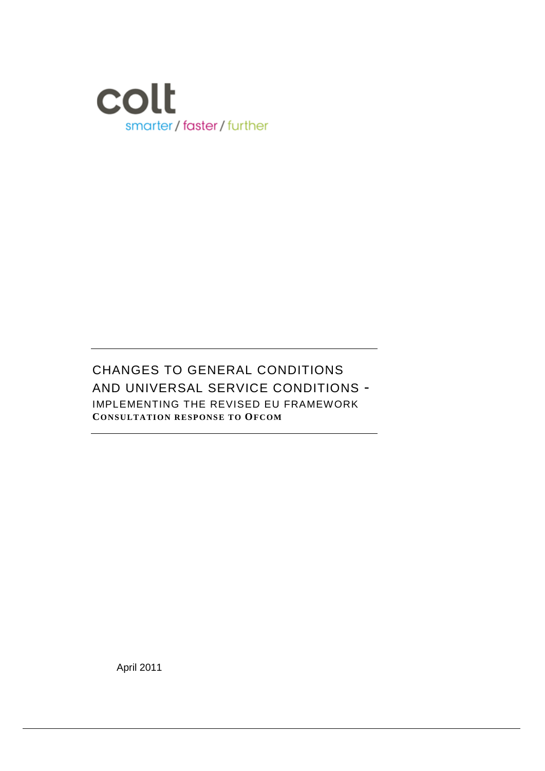colt

smarter / faster / further

# CHANGES TO GENERAL CONDITIONS AND UNIVERSAL SERVICE CONDITIONS -

## IMPLEMENTING THE REVISED EU FRAMEWORK

**CONSULTATION RESPONSE TO OFCOM**

April 2011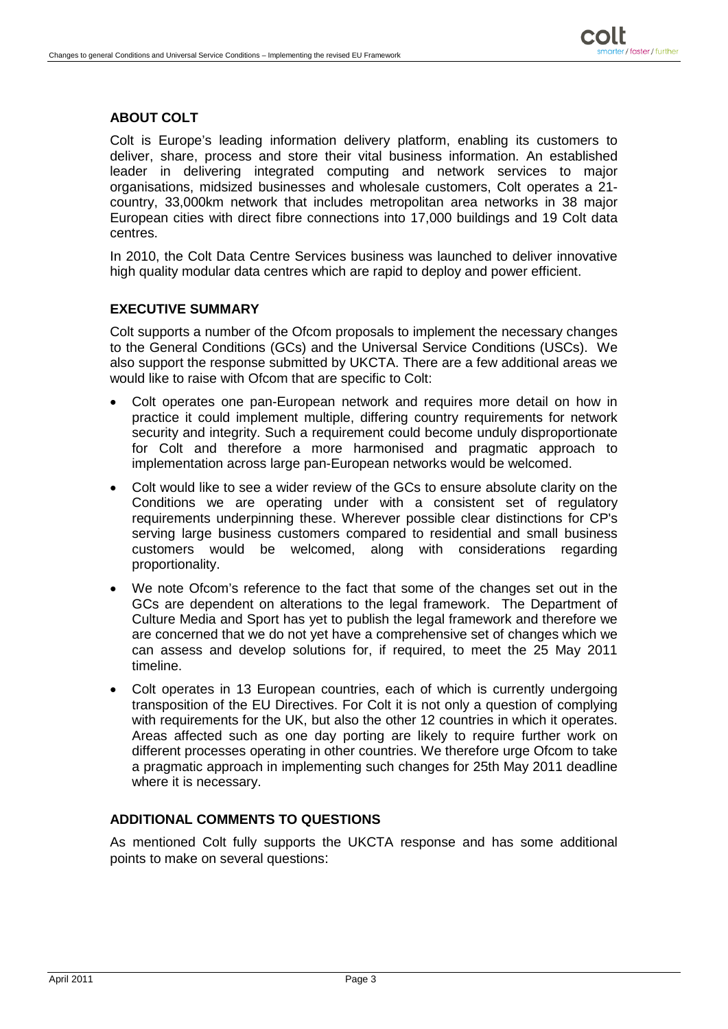## ABOUT COLT

Colt is Europe's leading information delivery platform, enabling its customers to deliver, share, process and store their vital business information. An established leader in delivering integrated computing and network services to major organisations, midsized businesses and wholesale customers, Colt operates a 21-country, 33,000km network that includes metropolitan area networks in 38 major European cities with direct fibre connections into 17,000 buildings and 19 Colt data centres.

In 2010, the Colt Data Centre Services business was launched to deliver innovative high quality modular data centres which are rapid to deploy and power efficient.

## EXECUTIVE SUMMARY

Colt supports a number of the Ofcom proposals to implement the necessary changes to the General Conditions (GCs) and the Universal Service Conditions (USCs). We also support the response submitted by UKCTA. There are a few additional areas we would like to raise with Ofcom that are specific to Colt:

- Colt operates one pan-European network and requires more detail on how in practice it could implement multiple, differing country requirements for network security and integrity. Such a requirement could become unduly disproportionate for Colt and therefore a more harmonised and pragmatic approach to implementation across large pan-European networks would be welcomed.
- Colt would like to see a wider review of the GCs to ensure absolute clarity on the Conditions we are operating under with a consistent set of regulatory requirements underpinning these. Wherever possible clear distinctions for CP's serving large business customers compared to residential and small business customers would be welcomed, along with considerations regarding proportionality.
- We note Ofcom's reference to the fact that some of the changes set out in the GCs are dependent on alterations to the legal framework. The Department of Culture Media and Sport has yet to publish the legal framework and therefore we are concerned that we do not yet have a comprehensive set of changes which we can assess and develop solutions for, if required, to meet the 25 May 2011 timeline.
- Colt operates in 13 European countries, each of which is currently undergoing transposition of the EU Directives. For Colt it is not only a question of complying with requirements for the UK, but also the other 12 countries in which it operates. Areas affected such as one day porting are likely to require further work on different processes operating in other countries. We therefore urge Ofcom to take a pragmatic approach in implementing such changes for 25th May 2011 deadline where it is necessary.

## ADDITIONAL COMMENTS TO QUESTIONS

As mentioned Colt fully supports the UKCTA response and has some additional points to make on several questions: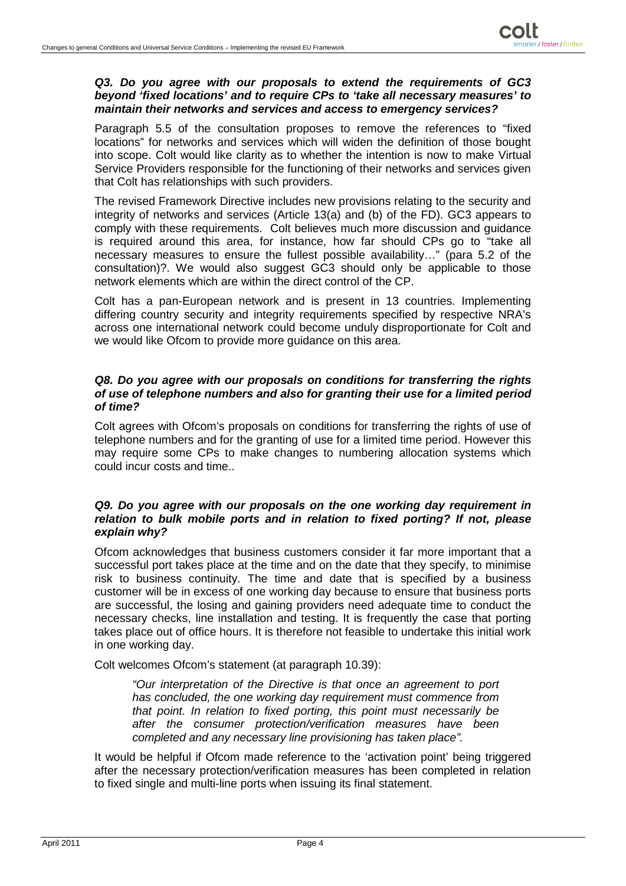***Q3. Do you agree with our proposals to extend the requirements of GC3 beyond 'fixed locations' and to require CPs to 'take all necessary measures' to maintain their networks and services and access to emergency services?***

Paragraph 5.5 of the consultation proposes to remove the references to "fixed locations" for networks and services which will widen the definition of those bought into scope. Colt would like clarity as to whether the intention is now to make Virtual Service Providers responsible for the functioning of their networks and services given that Colt has relationships with such providers.

The revised Framework Directive includes new provisions relating to the security and integrity of networks and services (Article 13(a) and (b) of the FD). GC3 appears to comply with these requirements. Colt believes much more discussion and guidance is required around this area, for instance, how far should CPs go to "take all necessary measures to ensure the fullest possible availability…" (para 5.2 of the consultation)?. We would also suggest GC3 should only be applicable to those network elements which are within the direct control of the CP.

Colt has a pan-European network and is present in 13 countries. Implementing differing country security and integrity requirements specified by respective NRA's across one international network could become unduly disproportionate for Colt and we would like Ofcom to provide more guidance on this area.

***Q8. Do you agree with our proposals on conditions for transferring the rights of use of telephone numbers and also for granting their use for a limited period of time?***

Colt agrees with Ofcom's proposals on conditions for transferring the rights of use of telephone numbers and for the granting of use for a limited time period. However this may require some CPs to make changes to numbering allocation systems which could incur costs and time..

***Q9. Do you agree with our proposals on the one working day requirement in relation to bulk mobile ports and in relation to fixed porting? If not, please explain why?***

Ofcom acknowledges that business customers consider it far more important that a successful port takes place at the time and on the date that they specify, to minimise risk to business continuity. The time and date that is specified by a business customer will be in excess of one working day because to ensure that business ports are successful, the losing and gaining providers need adequate time to conduct the necessary checks, line installation and testing. It is frequently the case that porting takes place out of office hours. It is therefore not feasible to undertake this initial work in one working day.

Colt welcomes Ofcom's statement (at paragraph 10.39):

> *"Our interpretation of the Directive is that once an agreement to port has concluded, the one working day requirement must commence from that point. In relation to fixed porting, this point must necessarily be after the consumer protection/verification measures have been completed and any necessary line provisioning has taken place".*

It would be helpful if Ofcom made reference to the 'activation point' being triggered after the necessary protection/verification measures has been completed in relation to fixed single and multi-line ports when issuing its final statement.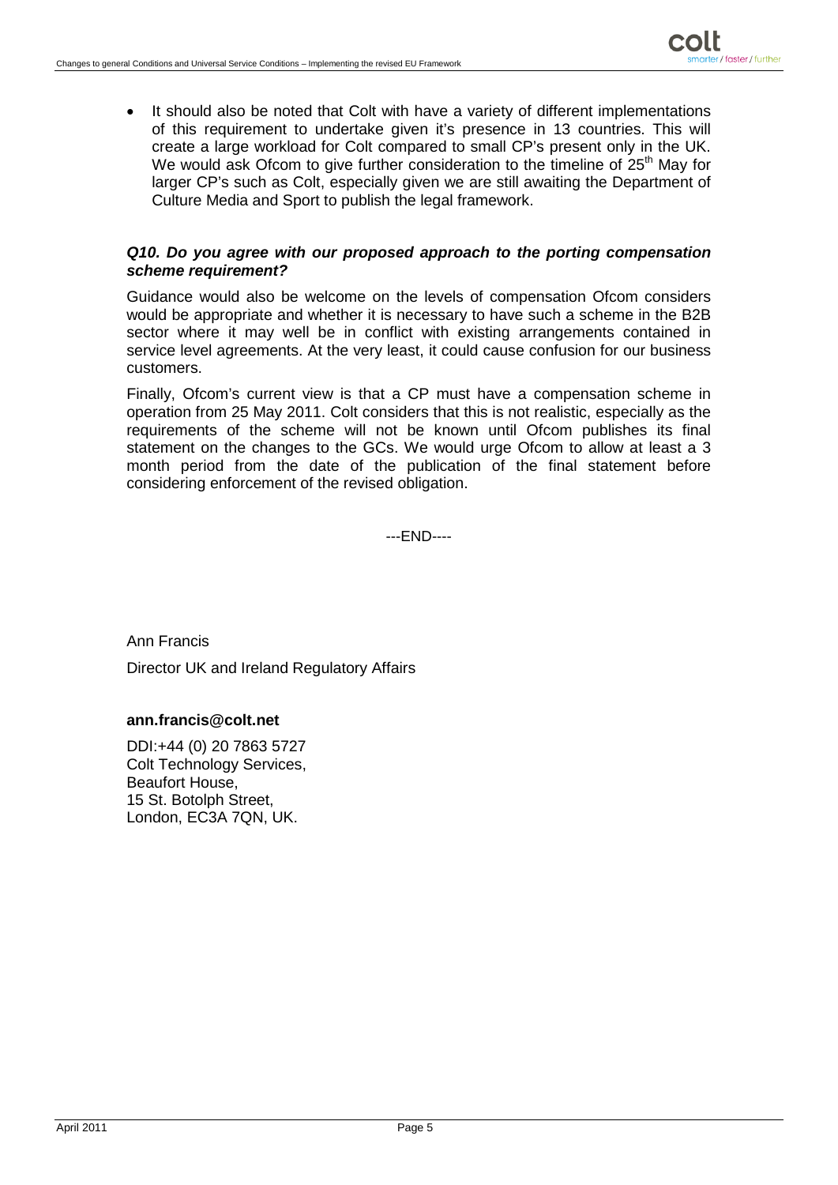- It should also be noted that Colt with have a variety of different implementations of this requirement to undertake given it's presence in 13 countries. This will create a large workload for Colt compared to small CP's present only in the UK. We would ask Ofcom to give further consideration to the timeline of 25th May for larger CP's such as Colt, especially given we are still awaiting the Department of Culture Media and Sport to publish the legal framework.

***Q10. Do you agree with our proposed approach to the porting compensation scheme requirement?***

Guidance would also be welcome on the levels of compensation Ofcom considers would be appropriate and whether it is necessary to have such a scheme in the B2B sector where it may well be in conflict with existing arrangements contained in service level agreements. At the very least, it could cause confusion for our business customers.

Finally, Ofcom's current view is that a CP must have a compensation scheme in operation from 25 May 2011. Colt considers that this is not realistic, especially as the requirements of the scheme will not be known until Ofcom publishes its final statement on the changes to the GCs. We would urge Ofcom to allow at least a 3 month period from the date of the publication of the final statement before considering enforcement of the revised obligation.

---END----

Ann Francis

Director UK and Ireland Regulatory Affairs

**ann.francis@colt.net**

DDI:+44 (0) 20 7863 5727
Colt Technology Services,
Beaufort House,
15 St. Botolph Street,
London, EC3A 7QN, UK.